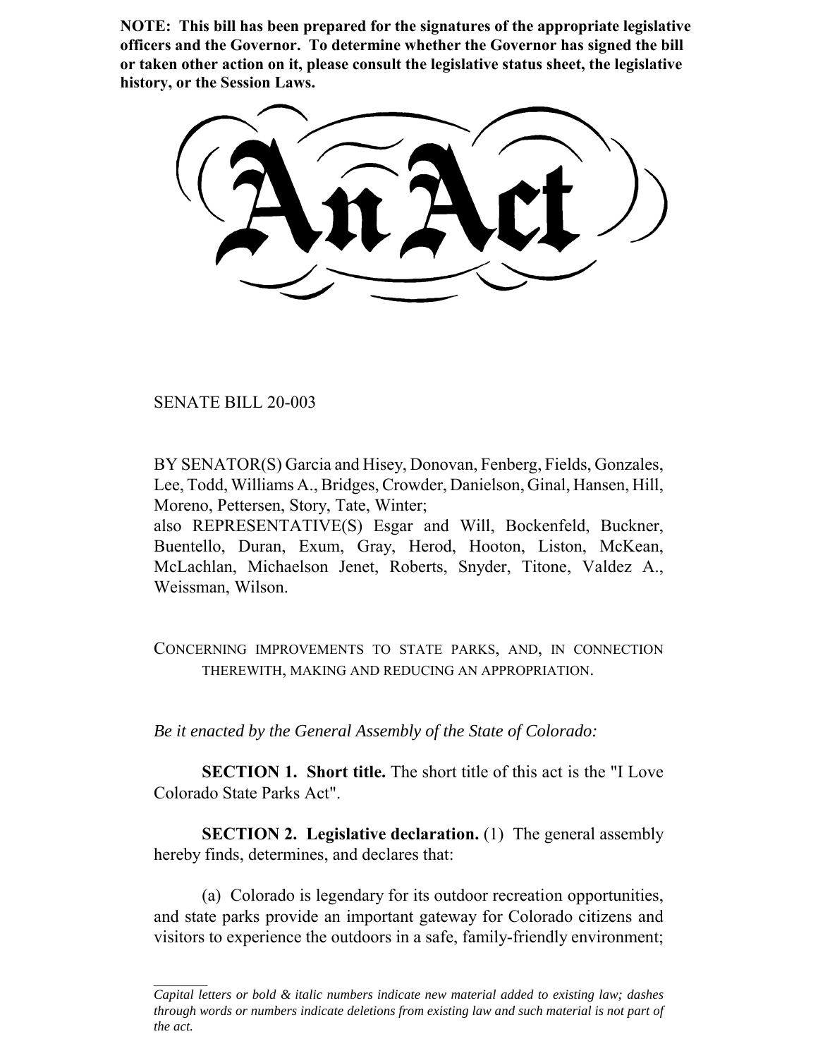**NOTE: This bill has been prepared for the signatures of the appropriate legislative officers and the Governor. To determine whether the Governor has signed the bill or taken other action on it, please consult the legislative status sheet, the legislative history, or the Session Laws.**

# An Act

SENATE BILL 20-003

BY SENATOR(S) Garcia and Hisey, Donovan, Fenberg, Fields, Gonzales, Lee, Todd, Williams A., Bridges, Crowder, Danielson, Ginal, Hansen, Hill, Moreno, Pettersen, Story, Tate, Winter;
also REPRESENTATIVE(S) Esgar and Will, Bockenfeld, Buckner, Buentello, Duran, Exum, Gray, Herod, Hooton, Liston, McKean, McLachlan, Michaelson Jenet, Roberts, Snyder, Titone, Valdez A., Weissman, Wilson.

CONCERNING IMPROVEMENTS TO STATE PARKS, AND, IN CONNECTION THEREWITH, MAKING AND REDUCING AN APPROPRIATION.

*Be it enacted by the General Assembly of the State of Colorado:*

**SECTION 1. Short title.** The short title of this act is the "I Love Colorado State Parks Act".

**SECTION 2. Legislative declaration.** (1) The general assembly hereby finds, determines, and declares that:

(a) Colorado is legendary for its outdoor recreation opportunities, and state parks provide an important gateway for Colorado citizens and visitors to experience the outdoors in a safe, family-friendly environment;

*Capital letters or bold & italic numbers indicate new material added to existing law; dashes through words or numbers indicate deletions from existing law and such material is not part of the act.*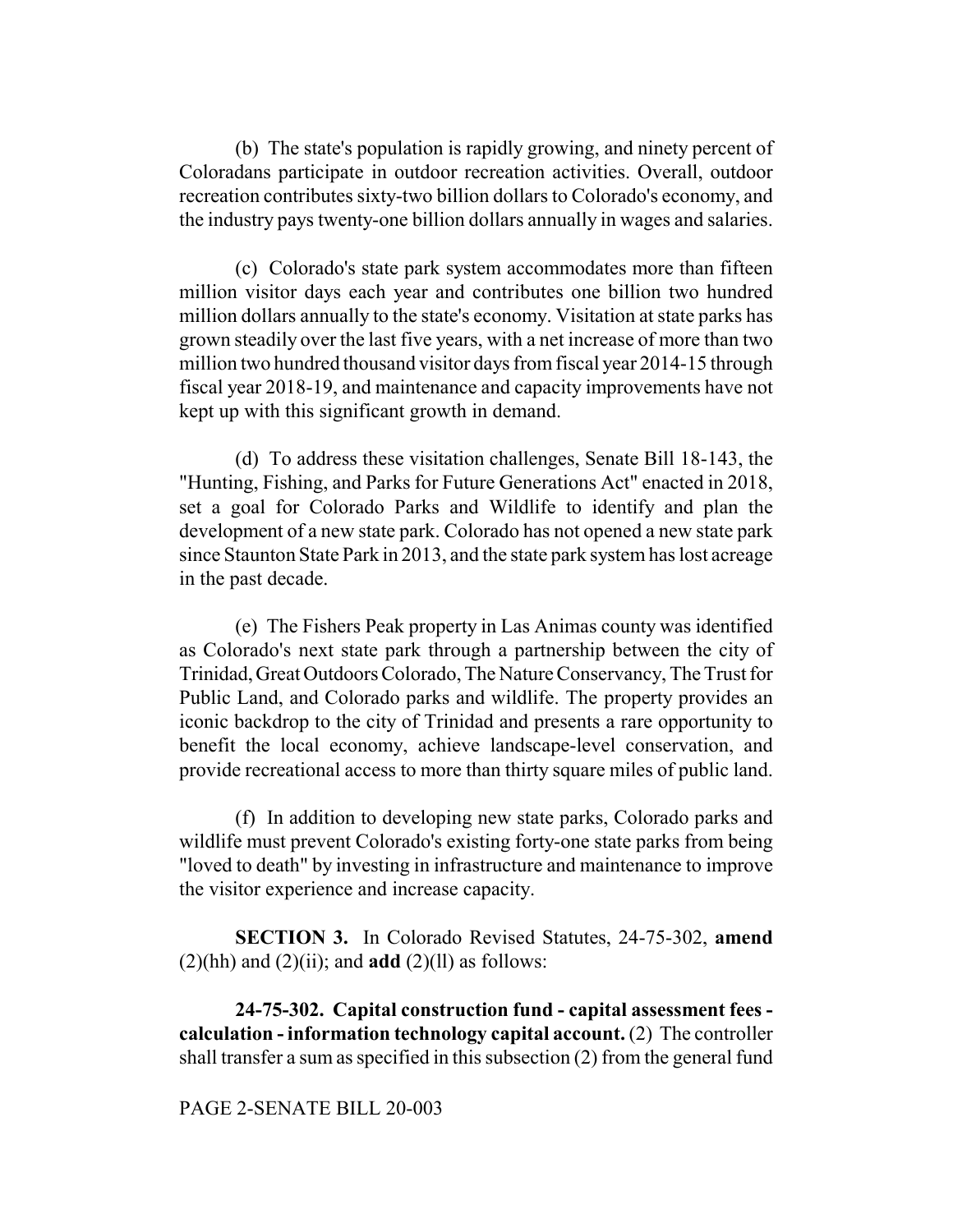(b) The state's population is rapidly growing, and ninety percent of Coloradans participate in outdoor recreation activities. Overall, outdoor recreation contributes sixty-two billion dollars to Colorado's economy, and the industry pays twenty-one billion dollars annually in wages and salaries.

(c) Colorado's state park system accommodates more than fifteen million visitor days each year and contributes one billion two hundred million dollars annually to the state's economy. Visitation at state parks has grown steadily over the last five years, with a net increase of more than two million two hundred thousand visitor days from fiscal year 2014-15 through fiscal year 2018-19, and maintenance and capacity improvements have not kept up with this significant growth in demand.

(d) To address these visitation challenges, Senate Bill 18-143, the "Hunting, Fishing, and Parks for Future Generations Act" enacted in 2018, set a goal for Colorado Parks and Wildlife to identify and plan the development of a new state park. Colorado has not opened a new state park since Staunton State Park in 2013, and the state park system has lost acreage in the past decade.

(e) The Fishers Peak property in Las Animas county was identified as Colorado's next state park through a partnership between the city of Trinidad, Great Outdoors Colorado, The Nature Conservancy, The Trust for Public Land, and Colorado parks and wildlife. The property provides an iconic backdrop to the city of Trinidad and presents a rare opportunity to benefit the local economy, achieve landscape-level conservation, and provide recreational access to more than thirty square miles of public land.

(f) In addition to developing new state parks, Colorado parks and wildlife must prevent Colorado's existing forty-one state parks from being "loved to death" by investing in infrastructure and maintenance to improve the visitor experience and increase capacity.

**SECTION 3.** In Colorado Revised Statutes, 24-75-302, **amend** (2)(hh) and (2)(ii); and **add** (2)(ll) as follows:

**24-75-302. Capital construction fund - capital assessment fees - calculation - information technology capital account.** (2) The controller shall transfer a sum as specified in this subsection (2) from the general fund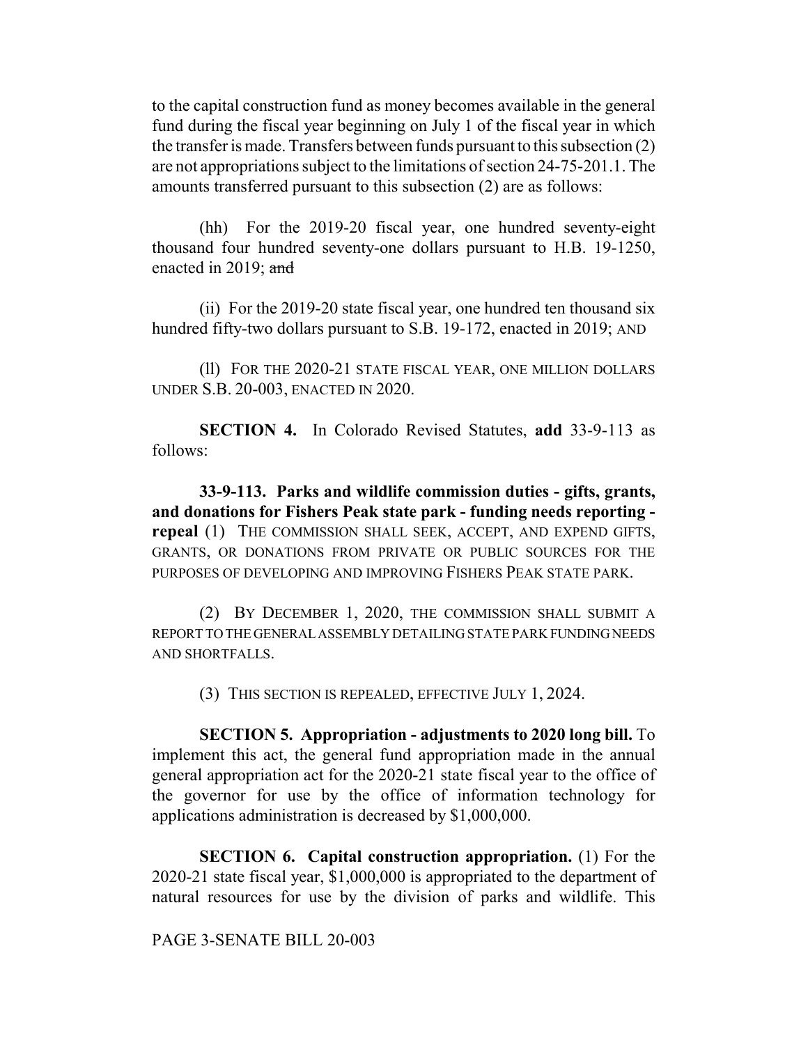to the capital construction fund as money becomes available in the general fund during the fiscal year beginning on July 1 of the fiscal year in which the transfer is made. Transfers between funds pursuant to this subsection (2) are not appropriations subject to the limitations of section 24-75-201.1. The amounts transferred pursuant to this subsection (2) are as follows:

(hh) For the 2019-20 fiscal year, one hundred seventy-eight thousand four hundred seventy-one dollars pursuant to H.B. 19-1250, enacted in 2019; ~~and~~

(ii) For the 2019-20 state fiscal year, one hundred ten thousand six hundred fifty-two dollars pursuant to S.B. 19-172, enacted in 2019; AND

(ll) FOR THE 2020-21 STATE FISCAL YEAR, ONE MILLION DOLLARS UNDER S.B. 20-003, ENACTED IN 2020.

**SECTION 4.** In Colorado Revised Statutes, **add** 33-9-113 as follows:

**33-9-113. Parks and wildlife commission duties - gifts, grants, and donations for Fishers Peak state park - funding needs reporting - repeal** (1) THE COMMISSION SHALL SEEK, ACCEPT, AND EXPEND GIFTS, GRANTS, OR DONATIONS FROM PRIVATE OR PUBLIC SOURCES FOR THE PURPOSES OF DEVELOPING AND IMPROVING FISHERS PEAK STATE PARK.

(2) BY DECEMBER 1, 2020, THE COMMISSION SHALL SUBMIT A REPORT TO THE GENERAL ASSEMBLY DETAILING STATE PARK FUNDING NEEDS AND SHORTFALLS.

(3) THIS SECTION IS REPEALED, EFFECTIVE JULY 1, 2024.

**SECTION 5. Appropriation - adjustments to 2020 long bill.** To implement this act, the general fund appropriation made in the annual general appropriation act for the 2020-21 state fiscal year to the office of the governor for use by the office of information technology for applications administration is decreased by $1,000,000.

**SECTION 6. Capital construction appropriation.** (1) For the 2020-21 state fiscal year, $1,000,000 is appropriated to the department of natural resources for use by the division of parks and wildlife. This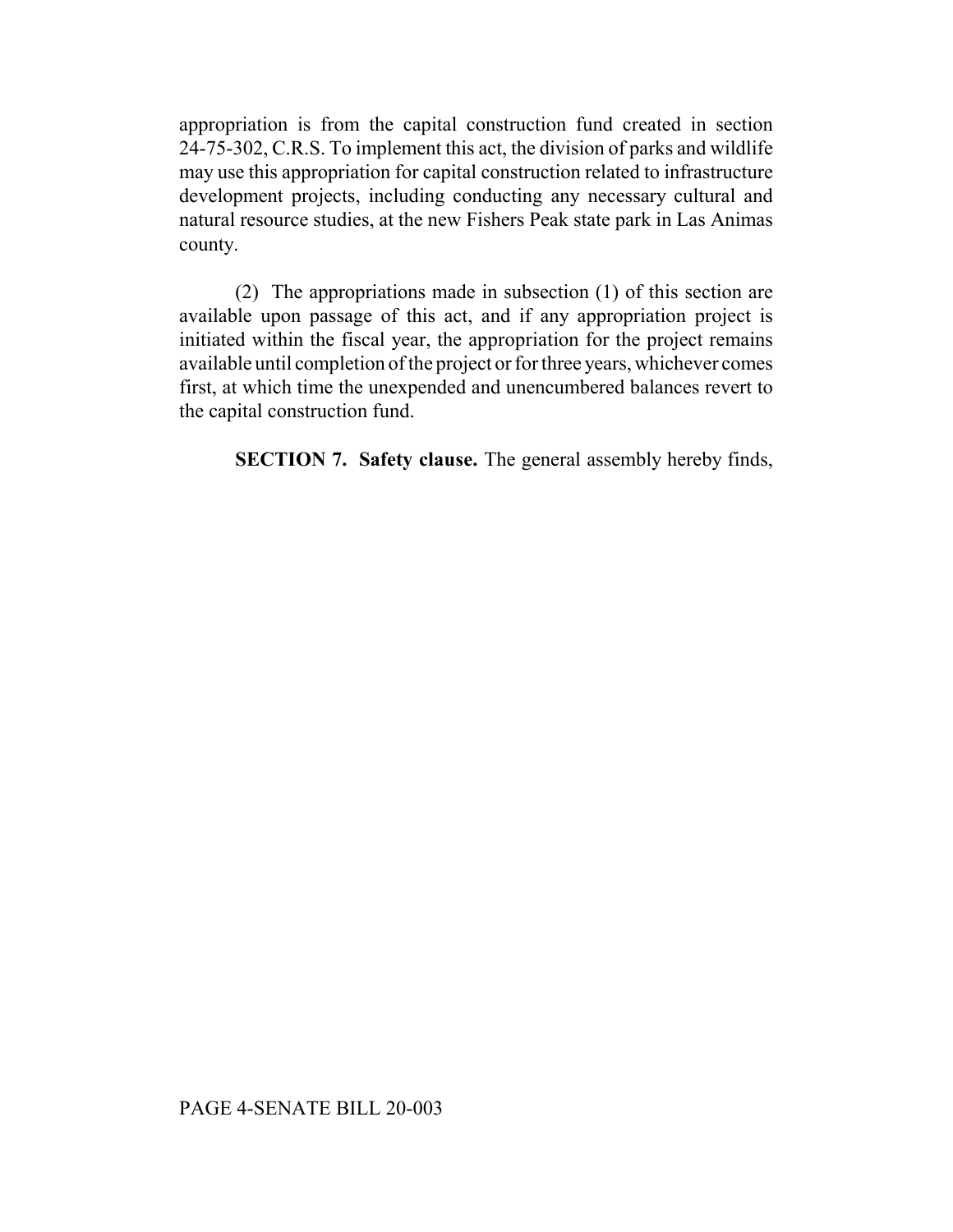appropriation is from the capital construction fund created in section 24-75-302, C.R.S. To implement this act, the division of parks and wildlife may use this appropriation for capital construction related to infrastructure development projects, including conducting any necessary cultural and natural resource studies, at the new Fishers Peak state park in Las Animas county.

(2) The appropriations made in subsection (1) of this section are available upon passage of this act, and if any appropriation project is initiated within the fiscal year, the appropriation for the project remains available until completion of the project or for three years, whichever comes first, at which time the unexpended and unencumbered balances revert to the capital construction fund.

**SECTION 7. Safety clause.** The general assembly hereby finds,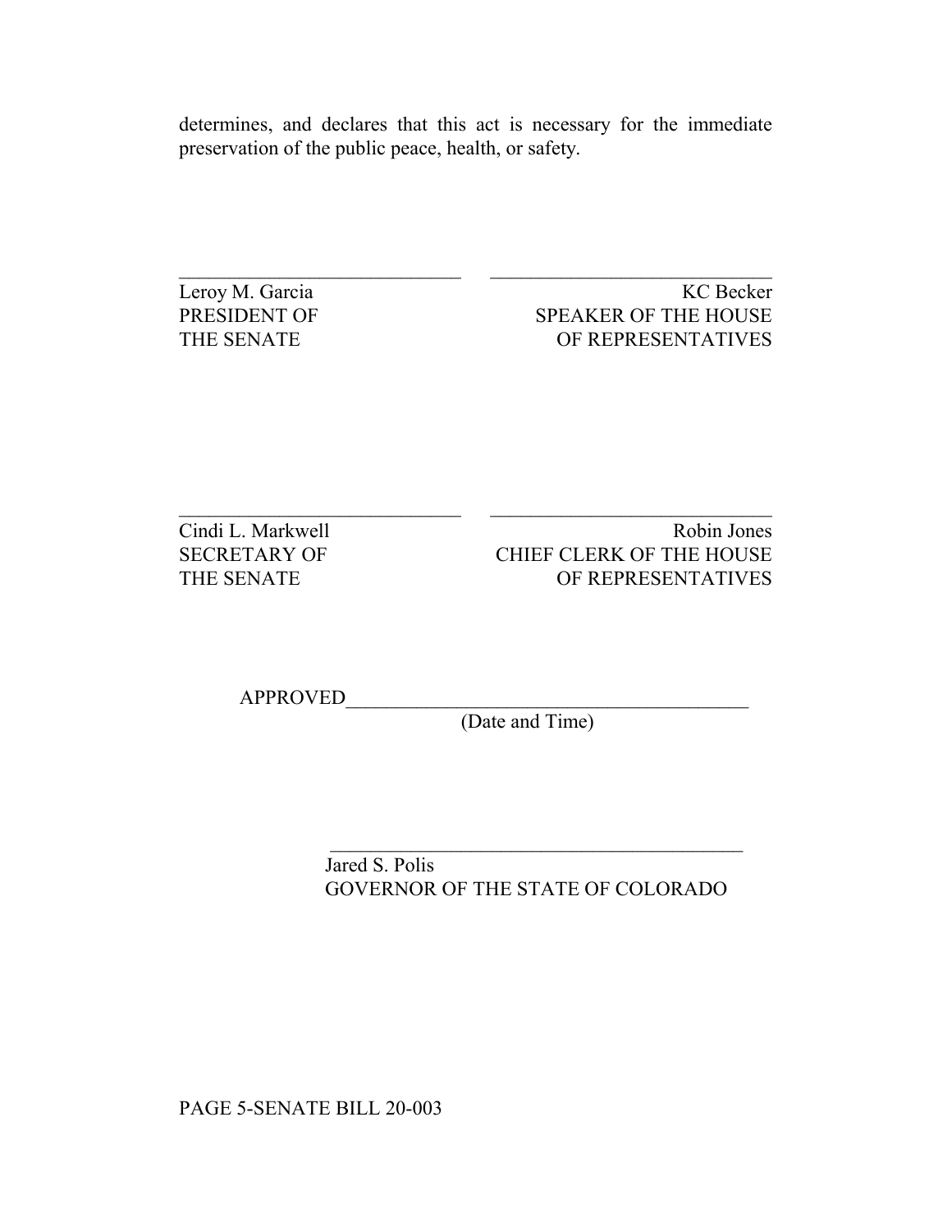determines, and declares that this act is necessary for the immediate preservation of the public peace, health, or safety.

| | |
|---|---|
| ____________________________ | ____________________________ |
| Leroy M. Garcia<br>PRESIDENT OF<br>THE SENATE | KC Becker<br>SPEAKER OF THE HOUSE<br>OF REPRESENTATIVES |
| ____________________________ | ____________________________ |
| Cindi L. Markwell<br>SECRETARY OF<br>THE SENATE | Robin Jones<br>CHIEF CLERK OF THE HOUSE<br>OF REPRESENTATIVES |

APPROVED________________________________________
(Date and Time)

_________________________________________
Jared S. Polis
GOVERNOR OF THE STATE OF COLORADO

PAGE 5-SENATE BILL 20-003